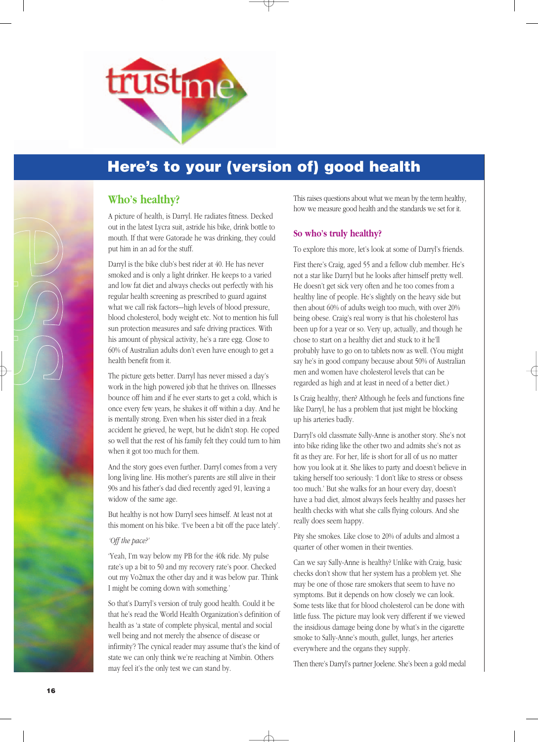trustme

# Here's to your (version of) good health

## Who's healthy?

A picture of health, is Darryl. He radiates fitness. Decked out in the latest Lycra suit, astride his bike, drink bottle to mouth. If that were Gatorade he was drinking, they could put him in an ad for the stuff.

Darryl is the bike club's best rider at 40. He has never smoked and is only a light drinker. He keeps to a varied and low fat diet and always checks out perfectly with his regular health screening as prescribed to guard against what we call risk factors—high levels of blood pressure, blood cholesterol, body weight etc. Not to mention his full sun protection measures and safe driving practices. With his amount of physical activity, he's a rare egg. Close to 60% of Australian adults don't even have enough to get a health benefit from it.

The picture gets better. Darryl has never missed a day's work in the high powered job that he thrives on. Illnesses bounce off him and if he ever starts to get a cold, which is once every few years, he shakes it off within a day. And he is mentally strong. Even when his sister died in a freak accident he grieved, he wept, but he didn't stop. He coped so well that the rest of his family felt they could turn to him when it got too much for them.

And the story goes even further. Darryl comes from a very long living line. His mother's parents are still alive in their 90s and his father's dad died recently aged 91, leaving a widow of the same age.

But healthy is not how Darryl sees himself. At least not at this moment on his bike. 'I've been a bit off the pace lately'.

*'Off the pace?'*

'Yeah, I'm way below my PB for the 40k ride. My pulse rate's up a bit to 50 and my recovery rate's poor. Checked out my Vo2max the other day and it was below par. Think I might be coming down with something.'

So that's Darryl's version of truly good health. Could it be that he's read the World Health Organization's definition of health as 'a state of complete physical, mental and social well being and not merely the absence of disease or infirmity'? The cynical reader may assume that's the kind of state we can only think we're reaching at Nimbin. Others may feel it's the only test we can stand by.

This raises questions about what we mean by the term healthy, how we measure good health and the standards we set for it.

## So who's truly healthy?

To explore this more, let's look at some of Darryl's friends.

First there's Craig, aged 55 and a fellow club member. He's not a star like Darryl but he looks after himself pretty well. He doesn't get sick very often and he too comes from a healthy line of people. He's slightly on the heavy side but then about 60% of adults weigh too much, with over 20% being obese. Craig's real worry is that his cholesterol has been up for a year or so. Very up, actually, and though he chose to start on a healthy diet and stuck to it he'll probably have to go on to tablets now as well. (You might say he's in good company because about 50% of Australian men and women have cholesterol levels that can be regarded as high and at least in need of a better diet.)

Is Craig healthy, then? Although he feels and functions fine like Darryl, he has a problem that just might be blocking up his arteries badly.

Darryl's old classmate Sally-Anne is another story. She's not into bike riding like the other two and admits she's not as fit as they are. For her, life is short for all of us no matter how you look at it. She likes to party and doesn't believe in taking herself too seriously: 'I don't like to stress or obsess too much.' But she walks for an hour every day, doesn't have a bad diet, almost always feels healthy and passes her health checks with what she calls flying colours. And she really does seem happy.

Pity she smokes. Like close to 20% of adults and almost a quarter of other women in their twenties.

Can we say Sally-Anne is healthy? Unlike with Craig, basic checks don't show that her system has a problem yet. She may be one of those rare smokers that seem to have no symptoms. But it depends on how closely we can look. Some tests like that for blood cholesterol can be done with little fuss. The picture may look very different if we viewed the insidious damage being done by what's in the cigarette smoke to Sally-Anne's mouth, gullet, lungs, her arteries everywhere and the organs they supply.

Then there's Darryl's partner Joelene. She's been a gold medal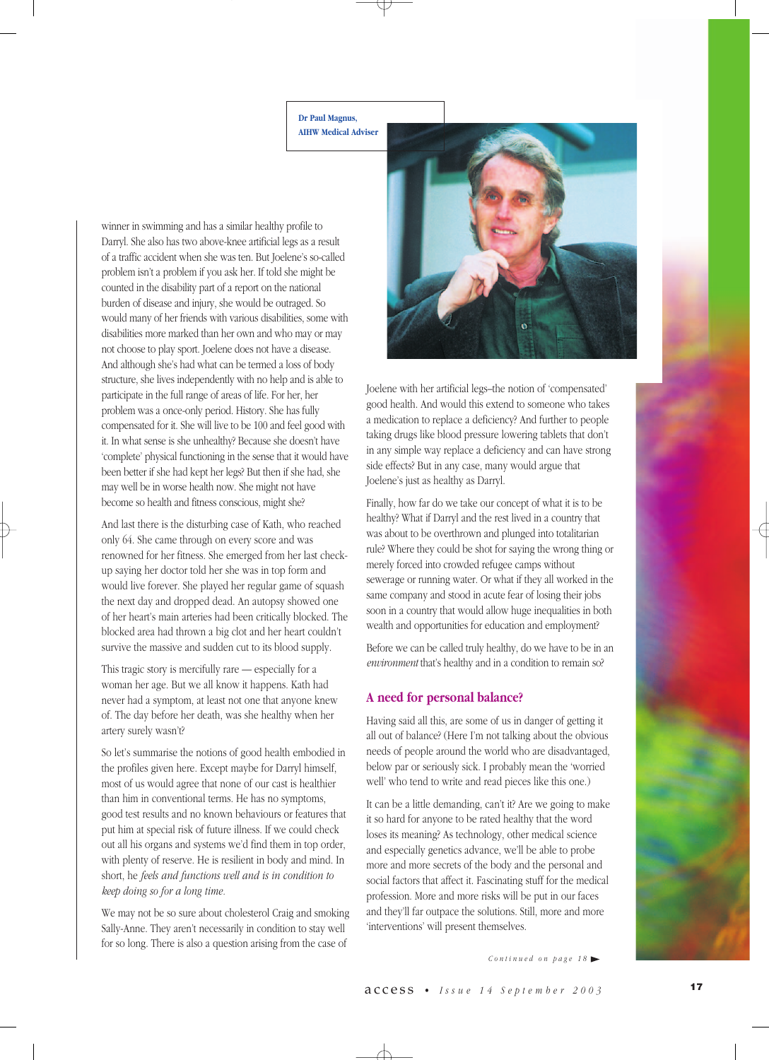Dr Paul Magnus, AIHW Medical Adviser

winner in swimming and has a similar healthy profile to Darryl. She also has two above-knee artificial legs as a result of a traffic accident when she was ten. But Joelene's so-called problem isn't a problem if you ask her. If told she might be counted in the disability part of a report on the national burden of disease and injury, she would be outraged. So would many of her friends with various disabilities, some with disabilities more marked than her own and who may or may not choose to play sport. Joelene does not have a disease. And although she's had what can be termed a loss of body structure, she lives independently with no help and is able to participate in the full range of areas of life. For her, her problem was a once-only period. History. She has fully compensated for it. She will live to be 100 and feel good with it. In what sense is she unhealthy? Because she doesn't have 'complete' physical functioning in the sense that it would have been better if she had kept her legs? But then if she had, she may well be in worse health now. She might not have become so health and fitness conscious, might she?

And last there is the disturbing case of Kath, who reached only 64. She came through on every score and was renowned for her fitness. She emerged from her last check-up saying her doctor told her she was in top form and would live forever. She played her regular game of squash the next day and dropped dead. An autopsy showed one of her heart's main arteries had been critically blocked. The blocked area had thrown a big clot and her heart couldn't survive the massive and sudden cut to its blood supply.

This tragic story is mercifully rare — especially for a woman her age. But we all know it happens. Kath had never had a symptom, at least not one that anyone knew of. The day before her death, was she healthy when her artery surely wasn't?

So let's summarise the notions of good health embodied in the profiles given here. Except maybe for Darryl himself, most of us would agree that none of our cast is healthier than him in conventional terms. He has no symptoms, good test results and no known behaviours or features that put him at special risk of future illness. If we could check out all his organs and systems we'd find them in top order, with plenty of reserve. He is resilient in body and mind. In short, he *feels and functions well and is in condition to keep doing so for a long time.*

We may not be so sure about cholesterol Craig and smoking Sally-Anne. They aren't necessarily in condition to stay well for so long. There is also a question arising from the case of Joelene with her artificial legs–the notion of 'compensated' good health. And would this extend to someone who takes a medication to replace a deficiency? And further to people taking drugs like blood pressure lowering tablets that don't in any simple way replace a deficiency and can have strong side effects? But in any case, many would argue that Joelene's just as healthy as Darryl.

Finally, how far do we take our concept of what it is to be healthy? What if Darryl and the rest lived in a country that was about to be overthrown and plunged into totalitarian rule? Where they could be shot for saying the wrong thing or merely forced into crowded refugee camps without sewerage or running water. Or what if they all worked in the same company and stood in acute fear of losing their jobs soon in a country that would allow huge inequalities in both wealth and opportunities for education and employment?

Before we can be called truly healthy, do we have to be in an *environment* that's healthy and in a condition to remain so?

## A need for personal balance?

Having said all this, are some of us in danger of getting it all out of balance? (Here I'm not talking about the obvious needs of people around the world who are disadvantaged, below par or seriously sick. I probably mean the 'worried well' who tend to write and read pieces like this one.)

It can be a little demanding, can't it? Are we going to make it so hard for anyone to be rated healthy that the word loses its meaning? As technology, other medical science and especially genetics advance, we'll be able to probe more and more secrets of the body and the personal and social factors that affect it. Fascinating stuff for the medical profession. More and more risks will be put in our faces and they'll far outpace the solutions. Still, more and more 'interventions' will present themselves.

*Continued on page 18* ►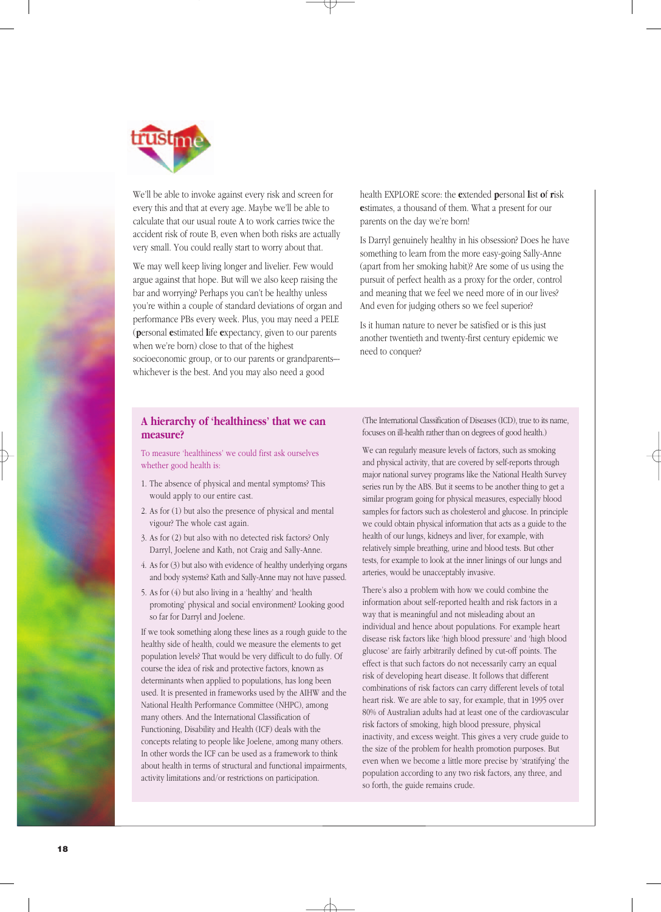We'll be able to invoke against every risk and screen for every this and that at every age. Maybe we'll be able to calculate that our usual route A to work carries twice the accident risk of route B, even when both risks are actually very small. You could really start to worry about that.

We may well keep living longer and livelier. Few would argue against that hope. But will we also keep raising the bar and worrying? Perhaps you can't be healthy unless you're within a couple of standard deviations of organ and performance PBs every week. Plus, you may need a PELE (**p**ersonal **e**stimated **l**ife **e**xpectancy, given to our parents when we're born) close to that of the highest socioeconomic group, or to our parents or grandparents—whichever is the best. And you may also need a good health EXPLORE score: the **e**xtended **p**ersonal **l**ist **o**f **r**isk **e**stimates, a thousand of them. What a present for our parents on the day we're born!

Is Darryl genuinely healthy in his obsession? Does he have something to learn from the more easy-going Sally-Anne (apart from her smoking habit)? Are some of us using the pursuit of perfect health as a proxy for the order, control and meaning that we feel we need more of in our lives? And even for judging others so we feel superior?

Is it human nature to never be satisfied or is this just another twentieth and twenty-first century epidemic we need to conquer?

## A hierarchy of 'healthiness' that we can measure?

To measure 'healthiness' we could first ask ourselves whether good health is:

1. The absence of physical and mental symptoms? This would apply to our entire cast.
2. As for (1) but also the presence of physical and mental vigour? The whole cast again.
3. As for (2) but also with no detected risk factors? Only Darryl, Joelene and Kath, not Craig and Sally-Anne.
4. As for (3) but also with evidence of healthy underlying organs and body systems? Kath and Sally-Anne may not have passed.
5. As for (4) but also living in a 'healthy' and 'health promoting' physical and social environment? Looking good so far for Darryl and Joelene.

If we took something along these lines as a rough guide to the healthy side of health, could we measure the elements to get population levels? That would be very difficult to do fully. Of course the idea of risk and protective factors, known as determinants when applied to populations, has long been used. It is presented in frameworks used by the AIHW and the National Health Performance Committee (NHPC), among many others. And the International Classification of Functioning, Disability and Health (ICF) deals with the concepts relating to people like Joelene, among many others. In other words the ICF can be used as a framework to think about health in terms of structural and functional impairments, activity limitations and/or restrictions on participation.

(The International Classification of Diseases (ICD), true to its name, focuses on ill-health rather than on degrees of good health.)

We can regularly measure levels of factors, such as smoking and physical activity, that are covered by self-reports through major national survey programs like the National Health Survey series run by the ABS. But it seems to be another thing to get a similar program going for physical measures, especially blood samples for factors such as cholesterol and glucose. In principle we could obtain physical information that acts as a guide to the health of our lungs, kidneys and liver, for example, with relatively simple breathing, urine and blood tests. But other tests, for example to look at the inner linings of our lungs and arteries, would be unacceptably invasive.

There's also a problem with how we could combine the information about self-reported health and risk factors in a way that is meaningful and not misleading about an individual and hence about populations. For example heart disease risk factors like 'high blood pressure' and 'high blood glucose' are fairly arbitrarily defined by cut-off points. The effect is that such factors do not necessarily carry an equal risk of developing heart disease. It follows that different combinations of risk factors can carry different levels of total heart risk. We are able to say, for example, that in 1995 over 80% of Australian adults had at least one of the cardiovascular risk factors of smoking, high blood pressure, physical inactivity, and excess weight. This gives a very crude guide to the size of the problem for health promotion purposes. But even when we become a little more precise by 'stratifying' the population according to any two risk factors, any three, and so forth, the guide remains crude.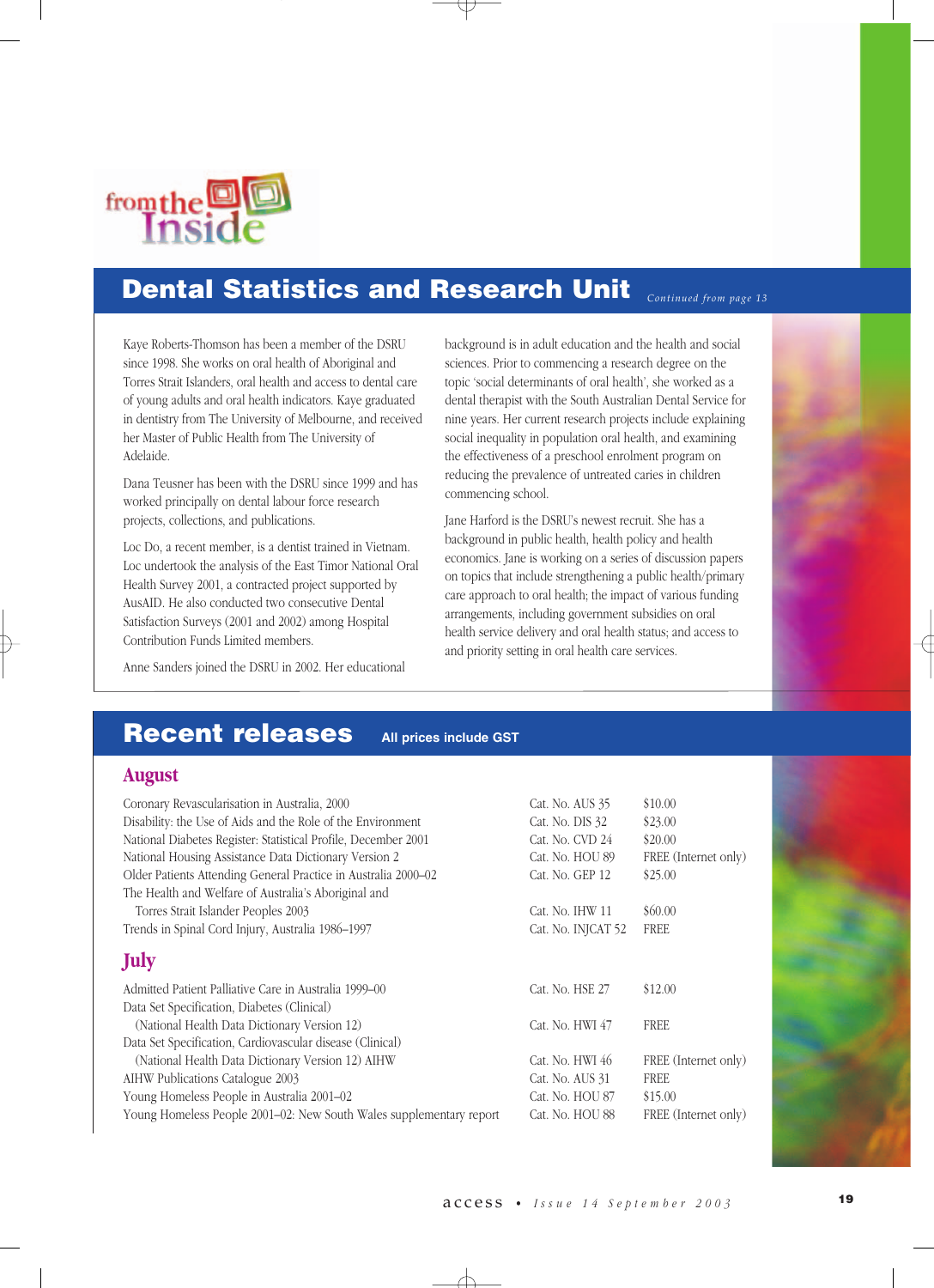from the Inside

## Dental Statistics and Research Unit

*Continued from page 13*

Kaye Roberts-Thomson has been a member of the DSRU since 1998. She works on oral health of Aboriginal and Torres Strait Islanders, oral health and access to dental care of young adults and oral health indicators. Kaye graduated in dentistry from The University of Melbourne, and received her Master of Public Health from The University of Adelaide.

Dana Teusner has been with the DSRU since 1999 and has worked principally on dental labour force research projects, collections, and publications.

Loc Do, a recent member, is a dentist trained in Vietnam. Loc undertook the analysis of the East Timor National Oral Health Survey 2001, a contracted project supported by AusAID. He also conducted two consecutive Dental Satisfaction Surveys (2001 and 2002) among Hospital Contribution Funds Limited members.

Anne Sanders joined the DSRU in 2002. Her educational background is in adult education and the health and social sciences. Prior to commencing a research degree on the topic 'social determinants of oral health', she worked as a dental therapist with the South Australian Dental Service for nine years. Her current research projects include explaining social inequality in population oral health, and examining the effectiveness of a preschool enrolment program on reducing the prevalence of untreated caries in children commencing school.

Jane Harford is the DSRU's newest recruit. She has a background in public health, health policy and health economics. Jane is working on a series of discussion papers on topics that include strengthening a public health/primary care approach to oral health; the impact of various funding arrangements, including government subsidies on oral health service delivery and oral health status; and access to and priority setting in oral health care services.

## Recent releases

**All prices include GST**

### August

| | | |
|---|---|---|
| Coronary Revascularisation in Australia, 2000 | Cat. No. AUS 35 | $10.00 |
| Disability: the Use of Aids and the Role of the Environment | Cat. No. DIS 32 | $23.00 |
| National Diabetes Register: Statistical Profile, December 2001 | Cat. No. CVD 24 | $20.00 |
| National Housing Assistance Data Dictionary Version 2 | Cat. No. HOU 89 | FREE (Internet only) |
| Older Patients Attending General Practice in Australia 2000–02 | Cat. No. GEP 12 | $25.00 |
| The Health and Welfare of Australia's Aboriginal and Torres Strait Islander Peoples 2003 | Cat. No. IHW 11 | $60.00 |
| Trends in Spinal Cord Injury, Australia 1986–1997 | Cat. No. INJCAT 52 | FREE |

### July

| | | |
|---|---|---|
| Admitted Patient Palliative Care in Australia 1999–00 | Cat. No. HSE 27 | $12.00 |
| Data Set Specification, Diabetes (Clinical) (National Health Data Dictionary Version 12) | Cat. No. HWI 47 | FREE |
| Data Set Specification, Cardiovascular disease (Clinical) (National Health Data Dictionary Version 12) AIHW | Cat. No. HWI 46 | FREE (Internet only) |
| AIHW Publications Catalogue 2003 | Cat. No. AUS 31 | FREE |
| Young Homeless People in Australia 2001–02 | Cat. No. HOU 87 | $15.00 |
| Young Homeless People 2001–02: New South Wales supplementary report | Cat. No. HOU 88 | FREE (Internet only) |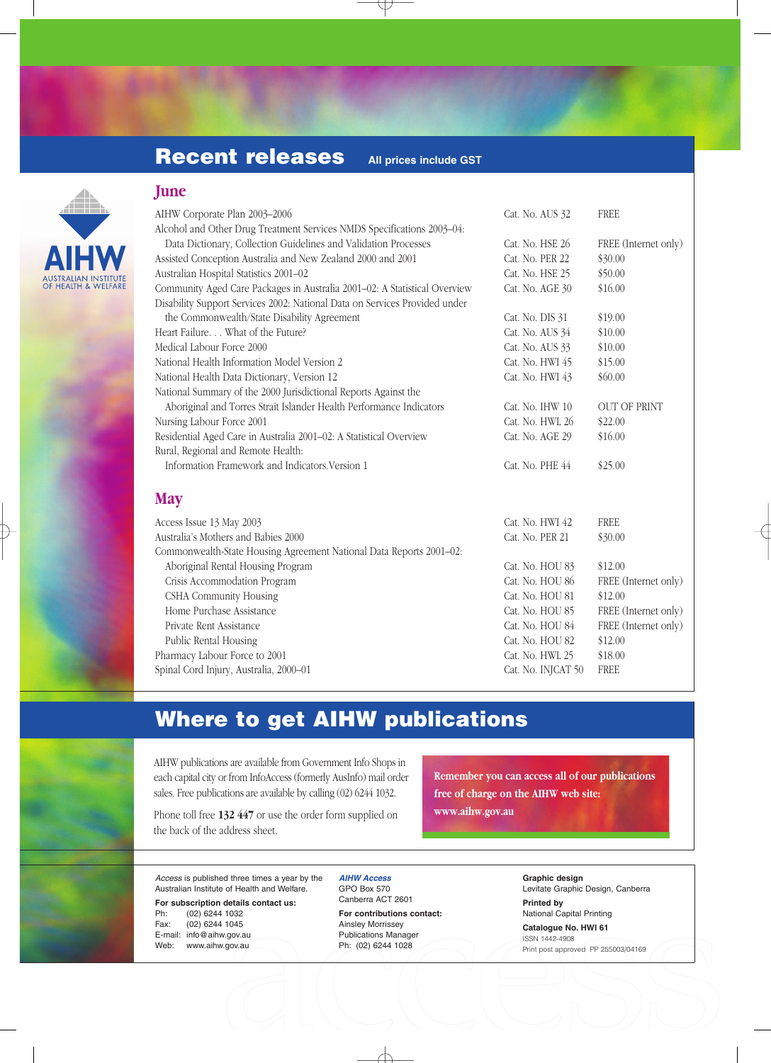# Recent releases

All prices include GST

AIHW
AUSTRALIAN INSTITUTE OF HEALTH & WELFARE

## June

| | | |
|---|---|---|
| AIHW Corporate Plan 2003–2006 | Cat. No. AUS 32 | FREE |
| Alcohol and Other Drug Treatment Services NMDS Specifications 2003–04: Data Dictionary, Collection Guidelines and Validation Processes | Cat. No. HSE 26 | FREE (Internet only) |
| Assisted Conception Australia and New Zealand 2000 and 2001 | Cat. No. PER 22 | $30.00 |
| Australian Hospital Statistics 2001–02 | Cat. No. HSE 25 | $50.00 |
| Community Aged Care Packages in Australia 2001–02: A Statistical Overview | Cat. No. AGE 30 | $16.00 |
| Disability Support Services 2002: National Data on Services Provided under the Commonwealth/State Disability Agreement | Cat. No. DIS 31 | $19.00 |
| Heart Failure. . . What of the Future? | Cat. No. AUS 34 | $10.00 |
| Medical Labour Force 2000 | Cat. No. AUS 33 | $10.00 |
| National Health Information Model Version 2 | Cat. No. HWI 45 | $15.00 |
| National Health Data Dictionary, Version 12 | Cat. No. HWI 43 | $60.00 |
| National Summary of the 2000 Jurisdictional Reports Against the Aboriginal and Torres Strait Islander Health Performance Indicators | Cat. No. IHW 10 | OUT OF PRINT |
| Nursing Labour Force 2001 | Cat. No. HWL 26 | $22.00 |
| Residential Aged Care in Australia 2001–02: A Statistical Overview | Cat. No. AGE 29 | $16.00 |
| Rural, Regional and Remote Health: Information Framework and Indicators.Version 1 | Cat. No. PHE 44 | $25.00 |

## May

| | | |
|---|---|---|
| Access Issue 13 May 2003 | Cat. No. HWI 42 | FREE |
| Australia's Mothers and Babies 2000 | Cat. No. PER 21 | $30.00 |
| Commonwealth-State Housing Agreement National Data Reports 2001–02: | | |
| Aboriginal Rental Housing Program | Cat. No. HOU 83 | $12.00 |
| Crisis Accommodation Program | Cat. No. HOU 86 | FREE (Internet only) |
| CSHA Community Housing | Cat. No. HOU 81 | $12.00 |
| Home Purchase Assistance | Cat. No. HOU 85 | FREE (Internet only) |
| Private Rent Assistance | Cat. No. HOU 84 | FREE (Internet only) |
| Public Rental Housing | Cat. No. HOU 82 | $12.00 |
| Pharmacy Labour Force to 2001 | Cat. No. HWL 25 | $18.00 |
| Spinal Cord Injury, Australia, 2000–01 | Cat. No. INJCAT 50 | FREE |

# Where to get AIHW publications

AIHW publications are available from Government Info Shops in each capital city or from InfoAccess (formerly AusInfo) mail order sales. Free publications are available by calling (02) 6244 1032.

Phone toll free **132 447** or use the order form supplied on the back of the address sheet.

**Remember you can access all of our publications free of charge on the AIHW web site: www.aihw.gov.au**

*Access* is published three times a year by the Australian Institute of Health and Welfare.

**For subscription details contact us:**
Ph: (02) 6244 1032
Fax: (02) 6244 1045
E-mail: info@aihw.gov.au
Web: www.aihw.gov.au

***AIHW Access***
GPO Box 570
Canberra ACT 2601

**For contributions contact:**
Ainsley Morrissey
Publications Manager
Ph: (02) 6244 1028

**Graphic design**
Levitate Graphic Design, Canberra

**Printed by**
National Capital Printing

**Catalogue No. HWI 61**
ISSN 1442-4908
Print post approved PP 255003/04169